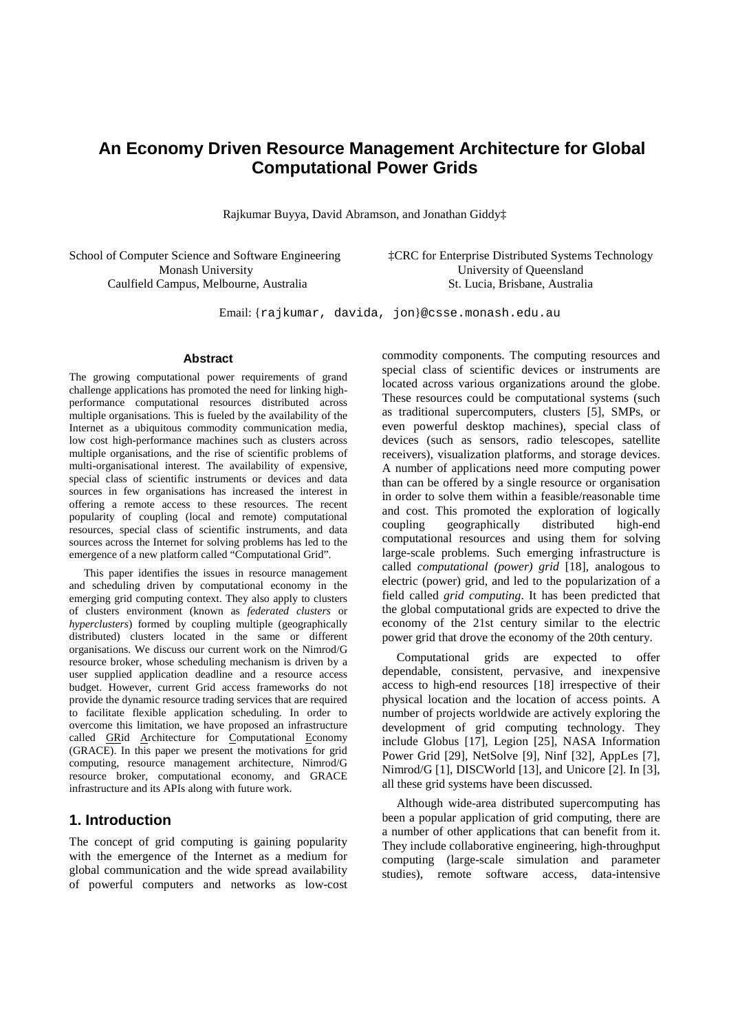# An Economy Driven Resource Management Architecture for Global Computational Power Grids

Rajkumar Buyya, David Abramson, and Jonathan Giddy‡

School of Computer Science and Software Engineering
Monash University
Caulfield Campus, Melbourne, Australia

‡CRC for Enterprise Distributed Systems Technology
University of Queensland
St. Lucia, Brisbane, Australia

Email: {rajkumar, davida, jon}@csse.monash.edu.au

### Abstract

The growing computational power requirements of grand challenge applications has promoted the need for linking high-performance computational resources distributed across multiple organisations. This is fueled by the availability of the Internet as a ubiquitous commodity communication media, low cost high-performance machines such as clusters across multiple organisations, and the rise of scientific problems of multi-organisational interest. The availability of expensive, special class of scientific instruments or devices and data sources in few organisations has increased the interest in offering a remote access to these resources. The recent popularity of coupling (local and remote) computational resources, special class of scientific instruments, and data sources across the Internet for solving problems has led to the emergence of a new platform called "Computational Grid".

This paper identifies the issues in resource management and scheduling driven by computational economy in the emerging grid computing context. They also apply to clusters of clusters environment (known as *federated clusters* or *hyperclusters*) formed by coupling multiple (geographically distributed) clusters located in the same or different organisations. We discuss our current work on the Nimrod/G resource broker, whose scheduling mechanism is driven by a user supplied application deadline and a resource access budget. However, current Grid access frameworks do not provide the dynamic resource trading services that are required to facilitate flexible application scheduling. In order to overcome this limitation, we have proposed an infrastructure called GRid Architecture for Computational Economy (GRACE). In this paper we present the motivations for grid computing, resource management architecture, Nimrod/G resource broker, computational economy, and GRACE infrastructure and its APIs along with future work.

## 1. Introduction

The concept of grid computing is gaining popularity with the emergence of the Internet as a medium for global communication and the wide spread availability of powerful computers and networks as low-cost commodity components. The computing resources and special class of scientific devices or instruments are located across various organizations around the globe. These resources could be computational systems (such as traditional supercomputers, clusters [5], SMPs, or even powerful desktop machines), special class of devices (such as sensors, radio telescopes, satellite receivers), visualization platforms, and storage devices. A number of applications need more computing power than can be offered by a single resource or organisation in order to solve them within a feasible/reasonable time and cost. This promoted the exploration of logically coupling geographically distributed high-end computational resources and using them for solving large-scale problems. Such emerging infrastructure is called *computational (power) grid* [18], analogous to electric (power) grid, and led to the popularization of a field called *grid computing*. It has been predicted that the global computational grids are expected to drive the economy of the 21st century similar to the electric power grid that drove the economy of the 20th century.

Computational grids are expected to offer dependable, consistent, pervasive, and inexpensive access to high-end resources [18] irrespective of their physical location and the location of access points. A number of projects worldwide are actively exploring the development of grid computing technology. They include Globus [17], Legion [25], NASA Information Power Grid [29], NetSolve [9], Ninf [32], AppLes [7], Nimrod/G [1], DISCWorld [13], and Unicore [2]. In [3], all these grid systems have been discussed.

Although wide-area distributed supercomputing has been a popular application of grid computing, there are a number of other applications that can benefit from it. They include collaborative engineering, high-throughput computing (large-scale simulation and parameter studies), remote software access, data-intensive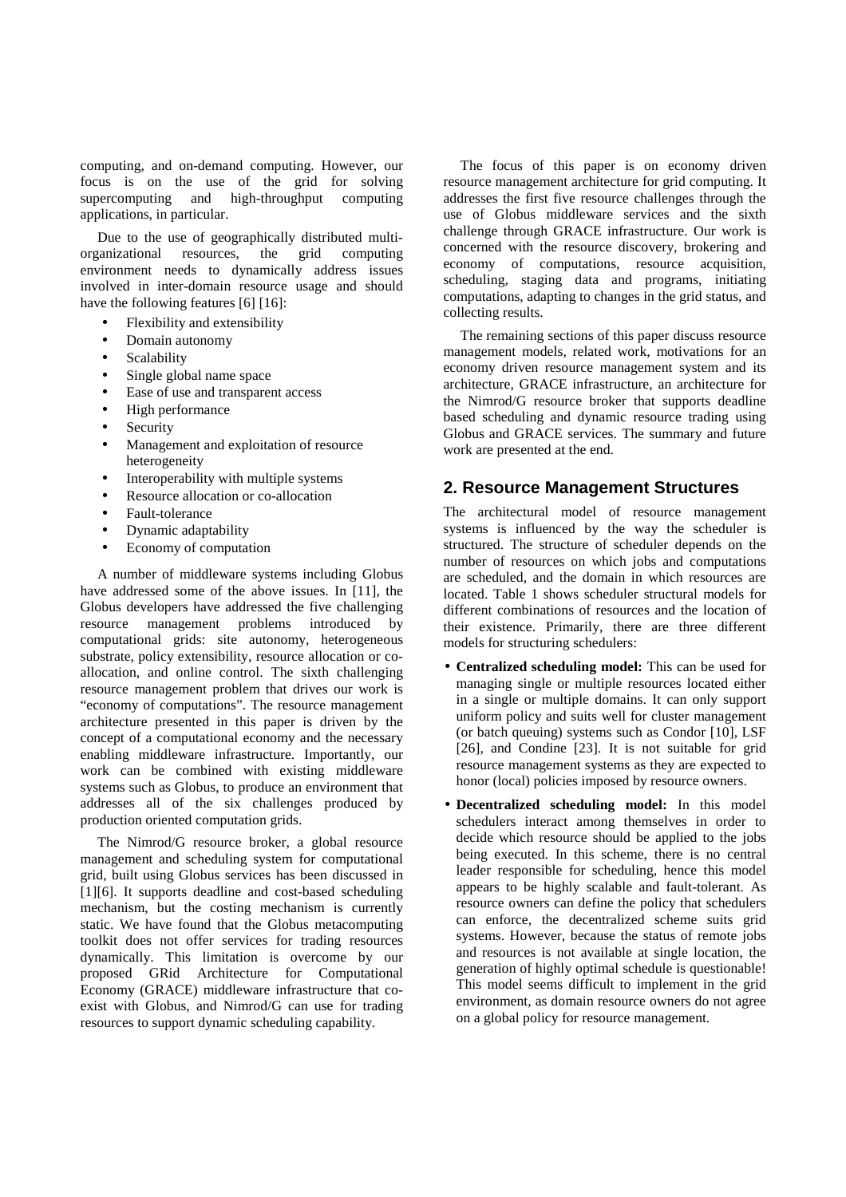computing, and on-demand computing. However, our focus is on the use of the grid for solving supercomputing and high-throughput computing applications, in particular.

Due to the use of geographically distributed multi-organizational resources, the grid computing environment needs to dynamically address issues involved in inter-domain resource usage and should have the following features [6] [16]:

- Flexibility and extensibility
- Domain autonomy
- Scalability
- Single global name space
- Ease of use and transparent access
- High performance
- Security
- Management and exploitation of resource heterogeneity
- Interoperability with multiple systems
- Resource allocation or co-allocation
- Fault-tolerance
- Dynamic adaptability
- Economy of computation

A number of middleware systems including Globus have addressed some of the above issues. In [11], the Globus developers have addressed the five challenging resource management problems introduced by computational grids: site autonomy, heterogeneous substrate, policy extensibility, resource allocation or co-allocation, and online control. The sixth challenging resource management problem that drives our work is "economy of computations". The resource management architecture presented in this paper is driven by the concept of a computational economy and the necessary enabling middleware infrastructure. Importantly, our work can be combined with existing middleware systems such as Globus, to produce an environment that addresses all of the six challenges produced by production oriented computation grids.

The Nimrod/G resource broker, a global resource management and scheduling system for computational grid, built using Globus services has been discussed in [1][6]. It supports deadline and cost-based scheduling mechanism, but the costing mechanism is currently static. We have found that the Globus metacomputing toolkit does not offer services for trading resources dynamically. This limitation is overcome by our proposed GRid Architecture for Computational Economy (GRACE) middleware infrastructure that co-exist with Globus, and Nimrod/G can use for trading resources to support dynamic scheduling capability.

The focus of this paper is on economy driven resource management architecture for grid computing. It addresses the first five resource challenges through the use of Globus middleware services and the sixth challenge through GRACE infrastructure. Our work is concerned with the resource discovery, brokering and economy of computations, resource acquisition, scheduling, staging data and programs, initiating computations, adapting to changes in the grid status, and collecting results.

The remaining sections of this paper discuss resource management models, related work, motivations for an economy driven resource management system and its architecture, GRACE infrastructure, an architecture for the Nimrod/G resource broker that supports deadline based scheduling and dynamic resource trading using Globus and GRACE services. The summary and future work are presented at the end.

## 2. Resource Management Structures

The architectural model of resource management systems is influenced by the way the scheduler is structured. The structure of scheduler depends on the number of resources on which jobs and computations are scheduled, and the domain in which resources are located. Table 1 shows scheduler structural models for different combinations of resources and the location of their existence. Primarily, there are three different models for structuring schedulers:

- **Centralized scheduling model:** This can be used for managing single or multiple resources located either in a single or multiple domains. It can only support uniform policy and suits well for cluster management (or batch queuing) systems such as Condor [10], LSF [26], and Condine [23]. It is not suitable for grid resource management systems as they are expected to honor (local) policies imposed by resource owners.
- **Decentralized scheduling model:** In this model schedulers interact among themselves in order to decide which resource should be applied to the jobs being executed. In this scheme, there is no central leader responsible for scheduling, hence this model appears to be highly scalable and fault-tolerant. As resource owners can define the policy that schedulers can enforce, the decentralized scheme suits grid systems. However, because the status of remote jobs and resources is not available at single location, the generation of highly optimal schedule is questionable! This model seems difficult to implement in the grid environment, as domain resource owners do not agree on a global policy for resource management.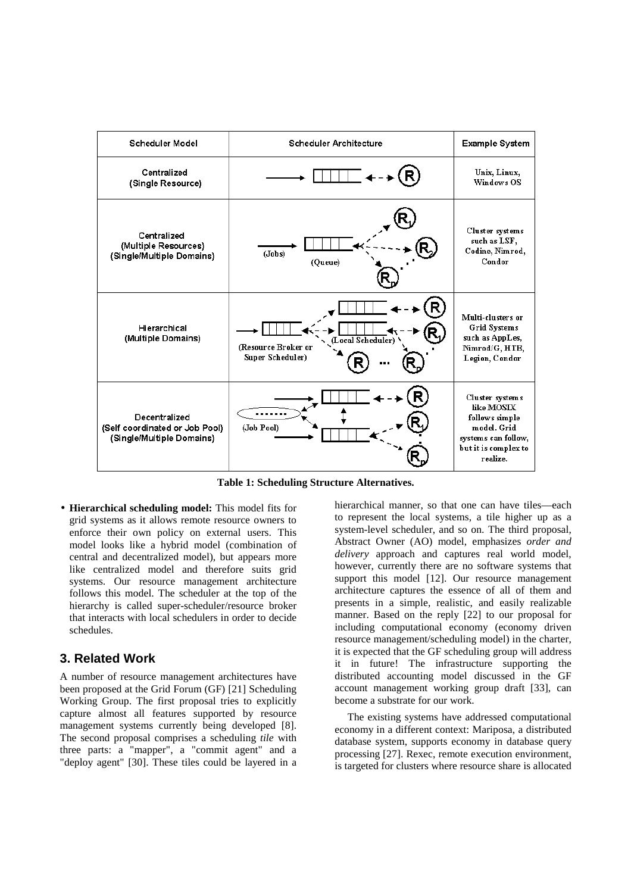| Scheduler Model | Scheduler Architecture | Example System |
|---|---|---|
| Centralized (Single Resource) | | Unix, Linux, Windows OS |
| Centralized (Multiple Resources) (Single/Multiple Domains) | (Jobs) (Queue) | Cluster systems such as LSF, Codine, Nimrod, Condor |
| Hierarchical (Multiple Domains) | (Resource Broker or Super Scheduler) (Local Scheduler) | Multi-clusters or Grid Systems such as AppLes, Nimrod/G, HTB, Legion, Condor |
| Decentralized (Self coordinated or Job Pool) (Single/Multiple Domains) | (Job Pool) | Cluster systems like MOSIX follows simple model. Grid systems can follow, but it is complex to realize. |

**Table 1: Scheduling Structure Alternatives.**

- **Hierarchical scheduling model:** This model fits for grid systems as it allows remote resource owners to enforce their own policy on external users. This model looks like a hybrid model (combination of central and decentralized model), but appears more like centralized model and therefore suits grid systems. Our resource management architecture follows this model. The scheduler at the top of the hierarchy is called super-scheduler/resource broker that interacts with local schedulers in order to decide schedules.

## 3. Related Work

A number of resource management architectures have been proposed at the Grid Forum (GF) [21] Scheduling Working Group. The first proposal tries to explicitly capture almost all features supported by resource management systems currently being developed [8]. The second proposal comprises a scheduling *tile* with three parts: a "mapper", a "commit agent" and a "deploy agent" [30]. These tiles could be layered in a hierarchical manner, so that one can have tiles—each to represent the local systems, a tile higher up as a system-level scheduler, and so on. The third proposal, Abstract Owner (AO) model, emphasizes *order and delivery* approach and captures real world model, however, currently there are no software systems that support this model [12]. Our resource management architecture captures the essence of all of them and presents in a simple, realistic, and easily realizable manner. Based on the reply [22] to our proposal for including computational economy (economy driven resource management/scheduling model) in the charter, it is expected that the GF scheduling group will address it in future! The infrastructure supporting the distributed accounting model discussed in the GF account management working group draft [33], can become a substrate for our work.

The existing systems have addressed computational economy in a different context: Mariposa, a distributed database system, supports economy in database query processing [27]. Rexec, remote execution environment, is targeted for clusters where resource share is allocated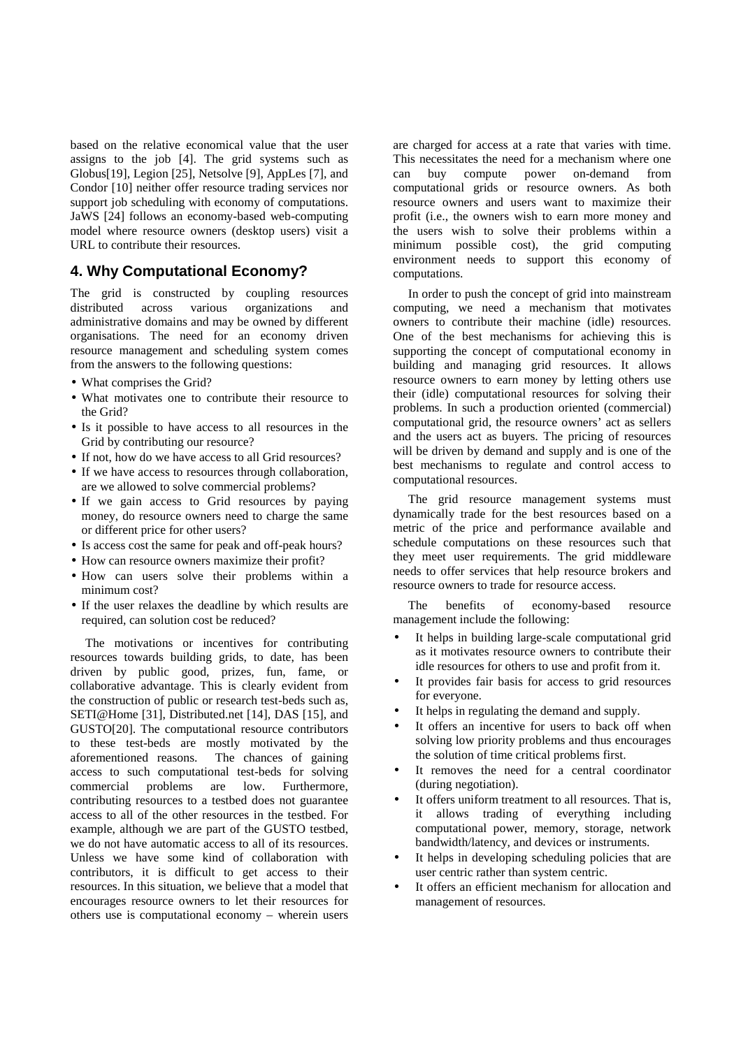based on the relative economical value that the user assigns to the job [4]. The grid systems such as Globus[19], Legion [25], Netsolve [9], AppLes [7], and Condor [10] neither offer resource trading services nor support job scheduling with economy of computations. JaWS [24] follows an economy-based web-computing model where resource owners (desktop users) visit a URL to contribute their resources.

## 4. Why Computational Economy?

The grid is constructed by coupling resources distributed across various organizations and administrative domains and may be owned by different organisations. The need for an economy driven resource management and scheduling system comes from the answers to the following questions:

- What comprises the Grid?
- What motivates one to contribute their resource to the Grid?
- Is it possible to have access to all resources in the Grid by contributing our resource?
- If not, how do we have access to all Grid resources?
- If we have access to resources through collaboration, are we allowed to solve commercial problems?
- If we gain access to Grid resources by paying money, do resource owners need to charge the same or different price for other users?
- Is access cost the same for peak and off-peak hours?
- How can resource owners maximize their profit?
- How can users solve their problems within a minimum cost?
- If the user relaxes the deadline by which results are required, can solution cost be reduced?

The motivations or incentives for contributing resources towards building grids, to date, has been driven by public good, prizes, fun, fame, or collaborative advantage. This is clearly evident from the construction of public or research test-beds such as, SETI@Home [31], Distributed.net [14], DAS [15], and GUSTO[20]. The computational resource contributors to these test-beds are mostly motivated by the aforementioned reasons. The chances of gaining access to such computational test-beds for solving commercial problems are low. Furthermore, contributing resources to a testbed does not guarantee access to all of the other resources in the testbed. For example, although we are part of the GUSTO testbed, we do not have automatic access to all of its resources. Unless we have some kind of collaboration with contributors, it is difficult to get access to their resources. In this situation, we believe that a model that encourages resource owners to let their resources for others use is computational economy – wherein users are charged for access at a rate that varies with time. This necessitates the need for a mechanism where one can buy compute power on-demand from computational grids or resource owners. As both resource owners and users want to maximize their profit (i.e., the owners wish to earn more money and the users wish to solve their problems within a minimum possible cost), the grid computing environment needs to support this economy of computations.

In order to push the concept of grid into mainstream computing, we need a mechanism that motivates owners to contribute their machine (idle) resources. One of the best mechanisms for achieving this is supporting the concept of computational economy in building and managing grid resources. It allows resource owners to earn money by letting others use their (idle) computational resources for solving their problems. In such a production oriented (commercial) computational grid, the resource owners' act as sellers and the users act as buyers. The pricing of resources will be driven by demand and supply and is one of the best mechanisms to regulate and control access to computational resources.

The grid resource management systems must dynamically trade for the best resources based on a metric of the price and performance available and schedule computations on these resources such that they meet user requirements. The grid middleware needs to offer services that help resource brokers and resource owners to trade for resource access.

The benefits of economy-based resource management include the following:

- It helps in building large-scale computational grid as it motivates resource owners to contribute their idle resources for others to use and profit from it.
- It provides fair basis for access to grid resources for everyone.
- It helps in regulating the demand and supply.
- It offers an incentive for users to back off when solving low priority problems and thus encourages the solution of time critical problems first.
- It removes the need for a central coordinator (during negotiation).
- It offers uniform treatment to all resources. That is, it allows trading of everything including computational power, memory, storage, network bandwidth/latency, and devices or instruments.
- It helps in developing scheduling policies that are user centric rather than system centric.
- It offers an efficient mechanism for allocation and management of resources.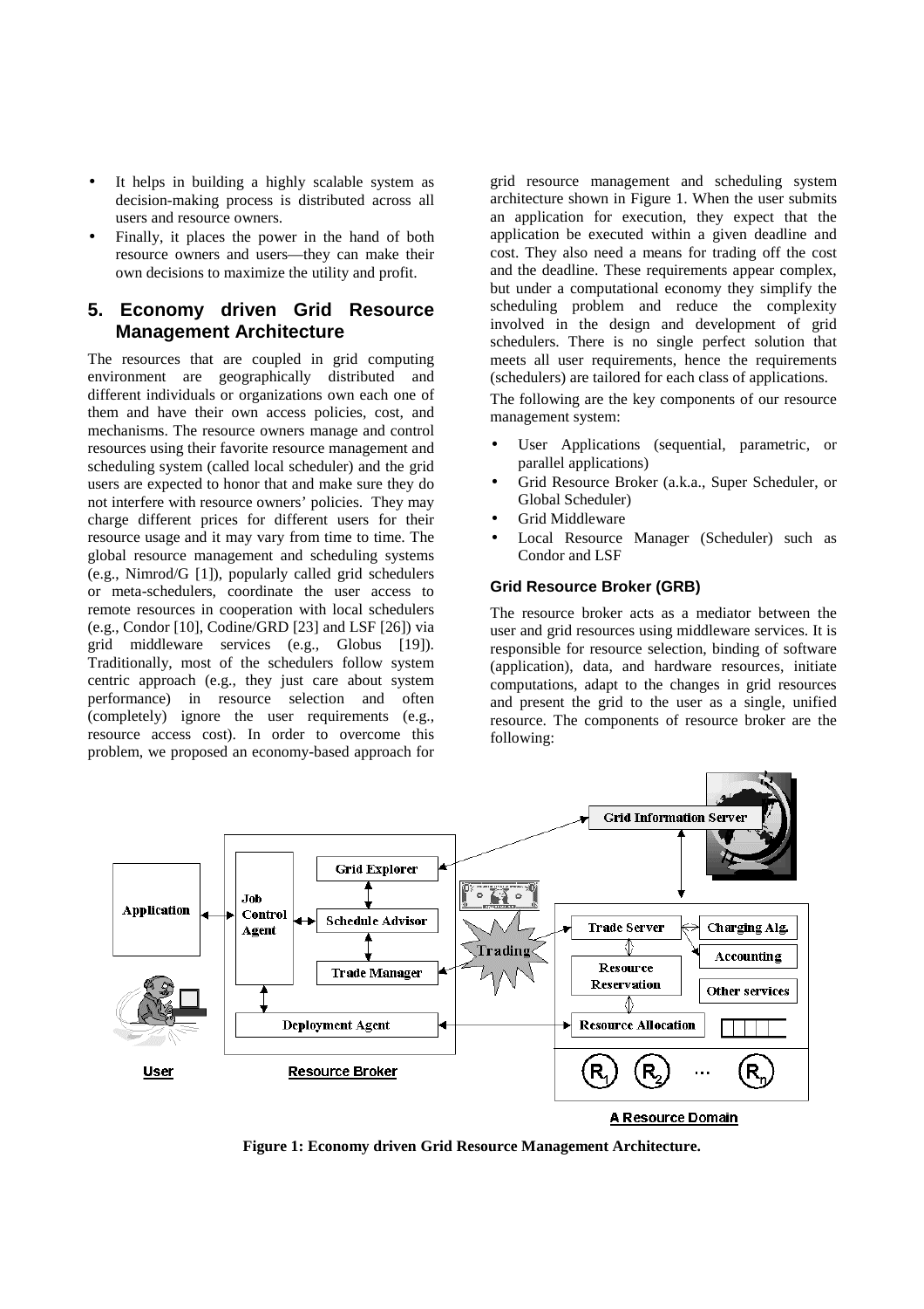- It helps in building a highly scalable system as decision-making process is distributed across all users and resource owners.
- Finally, it places the power in the hand of both resource owners and users—they can make their own decisions to maximize the utility and profit.

## 5. Economy driven Grid Resource Management Architecture

The resources that are coupled in grid computing environment are geographically distributed and different individuals or organizations own each one of them and have their own access policies, cost, and mechanisms. The resource owners manage and control resources using their favorite resource management and scheduling system (called local scheduler) and the grid users are expected to honor that and make sure they do not interfere with resource owners' policies. They may charge different prices for different users for their resource usage and it may vary from time to time. The global resource management and scheduling systems (e.g., Nimrod/G [1]), popularly called grid schedulers or meta-schedulers, coordinate the user access to remote resources in cooperation with local schedulers (e.g., Condor [10], Codine/GRD [23] and LSF [26]) via grid middleware services (e.g., Globus [19]). Traditionally, most of the schedulers follow system centric approach (e.g., they just care about system performance) in resource selection and often (completely) ignore the user requirements (e.g., resource access cost). In order to overcome this problem, we proposed an economy-based approach for grid resource management and scheduling system architecture shown in Figure 1. When the user submits an application for execution, they expect that the application be executed within a given deadline and cost. They also need a means for trading off the cost and the deadline. These requirements appear complex, but under a computational economy they simplify the scheduling problem and reduce the complexity involved in the design and development of grid schedulers. There is no single perfect solution that meets all user requirements, hence the requirements (schedulers) are tailored for each class of applications.

The following are the key components of our resource management system:

- User Applications (sequential, parametric, or parallel applications)
- Grid Resource Broker (a.k.a., Super Scheduler, or Global Scheduler)
- Grid Middleware
- Local Resource Manager (Scheduler) such as Condor and LSF

### Grid Resource Broker (GRB)

The resource broker acts as a mediator between the user and grid resources using middleware services. It is responsible for resource selection, binding of software (application), data, and hardware resources, initiate computations, adapt to the changes in grid resources and present the grid to the user as a single, unified resource. The components of resource broker are the following:

**Figure 1: Economy driven Grid Resource Management Architecture.**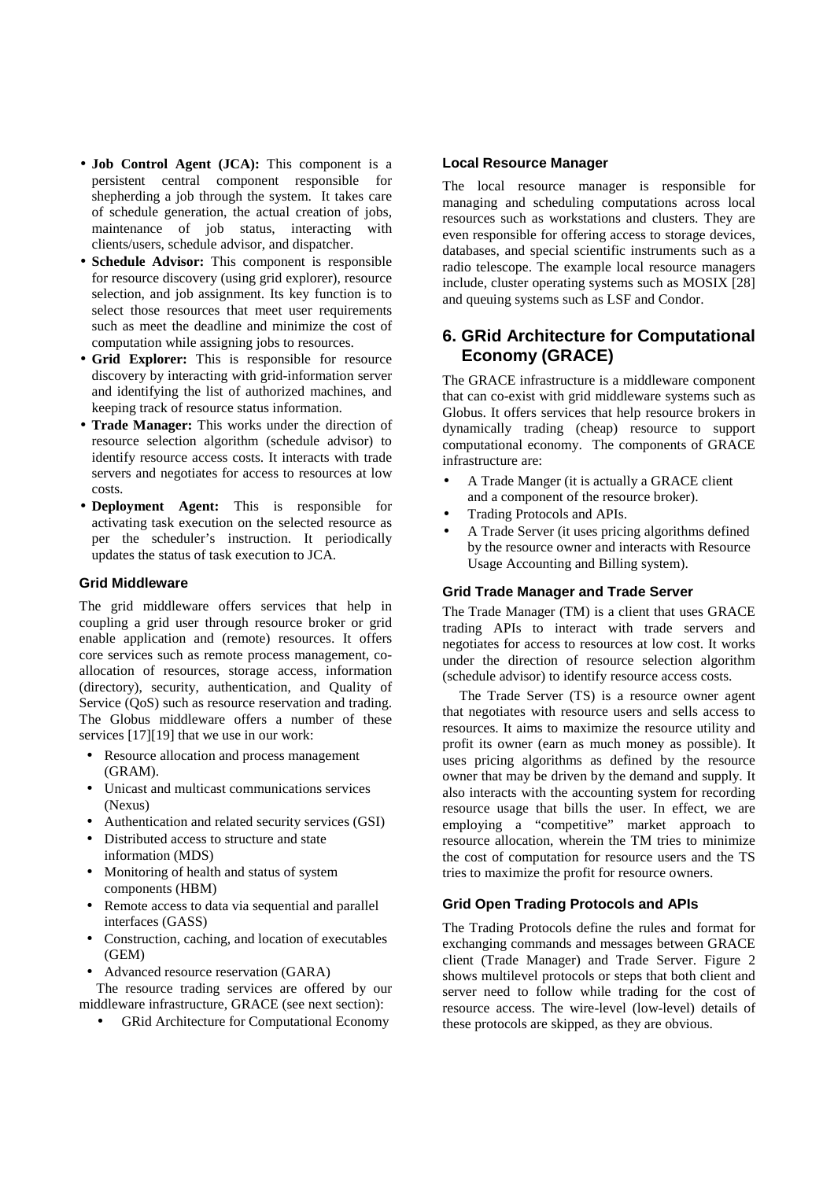- **Job Control Agent (JCA):** This component is a persistent central component responsible for shepherding a job through the system. It takes care of schedule generation, the actual creation of jobs, maintenance of job status, interacting with clients/users, schedule advisor, and dispatcher.
- **Schedule Advisor:** This component is responsible for resource discovery (using grid explorer), resource selection, and job assignment. Its key function is to select those resources that meet user requirements such as meet the deadline and minimize the cost of computation while assigning jobs to resources.
- **Grid Explorer:** This is responsible for resource discovery by interacting with grid-information server and identifying the list of authorized machines, and keeping track of resource status information.
- **Trade Manager:** This works under the direction of resource selection algorithm (schedule advisor) to identify resource access costs. It interacts with trade servers and negotiates for access to resources at low costs.
- **Deployment Agent:** This is responsible for activating task execution on the selected resource as per the scheduler's instruction. It periodically updates the status of task execution to JCA.

### Grid Middleware

The grid middleware offers services that help in coupling a grid user through resource broker or grid enable application and (remote) resources. It offers core services such as remote process management, co-allocation of resources, storage access, information (directory), security, authentication, and Quality of Service (QoS) such as resource reservation and trading. The Globus middleware offers a number of these services [17][19] that we use in our work:

- Resource allocation and process management (GRAM).
- Unicast and multicast communications services (Nexus)
- Authentication and related security services (GSI)
- Distributed access to structure and state information (MDS)
- Monitoring of health and status of system components (HBM)
- Remote access to data via sequential and parallel interfaces (GASS)
- Construction, caching, and location of executables (GEM)
- Advanced resource reservation (GARA)

The resource trading services are offered by our middleware infrastructure, GRACE (see next section):

- GRid Architecture for Computational Economy

### Local Resource Manager

The local resource manager is responsible for managing and scheduling computations across local resources such as workstations and clusters. They are even responsible for offering access to storage devices, databases, and special scientific instruments such as a radio telescope. The example local resource managers include, cluster operating systems such as MOSIX [28] and queuing systems such as LSF and Condor.

## 6. GRid Architecture for Computational Economy (GRACE)

The GRACE infrastructure is a middleware component that can co-exist with grid middleware systems such as Globus. It offers services that help resource brokers in dynamically trading (cheap) resource to support computational economy. The components of GRACE infrastructure are:

- A Trade Manger (it is actually a GRACE client and a component of the resource broker).
- Trading Protocols and APIs.
- A Trade Server (it uses pricing algorithms defined by the resource owner and interacts with Resource Usage Accounting and Billing system).

### Grid Trade Manager and Trade Server

The Trade Manager (TM) is a client that uses GRACE trading APIs to interact with trade servers and negotiates for access to resources at low cost. It works under the direction of resource selection algorithm (schedule advisor) to identify resource access costs.

The Trade Server (TS) is a resource owner agent that negotiates with resource users and sells access to resources. It aims to maximize the resource utility and profit its owner (earn as much money as possible). It uses pricing algorithms as defined by the resource owner that may be driven by the demand and supply. It also interacts with the accounting system for recording resource usage that bills the user. In effect, we are employing a "competitive" market approach to resource allocation, wherein the TM tries to minimize the cost of computation for resource users and the TS tries to maximize the profit for resource owners.

### Grid Open Trading Protocols and APIs

The Trading Protocols define the rules and format for exchanging commands and messages between GRACE client (Trade Manager) and Trade Server. Figure 2 shows multilevel protocols or steps that both client and server need to follow while trading for the cost of resource access. The wire-level (low-level) details of these protocols are skipped, as they are obvious.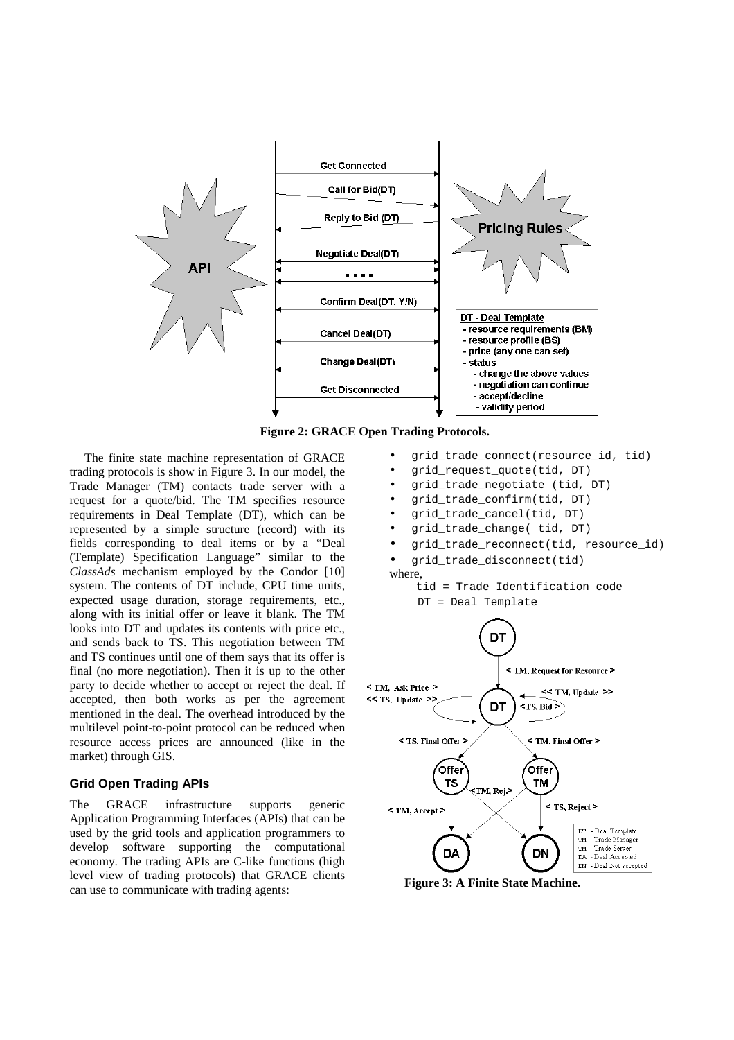**Figure 2: GRACE Open Trading Protocols.**

The finite state machine representation of GRACE trading protocols is show in Figure 3. In our model, the Trade Manager (TM) contacts trade server with a request for a quote/bid. The TM specifies resource requirements in Deal Template (DT), which can be represented by a simple structure (record) with its fields corresponding to deal items or by a "Deal (Template) Specification Language" similar to the *ClassAds* mechanism employed by the Condor [10] system. The contents of DT include, CPU time units, expected usage duration, storage requirements, etc., along with its initial offer or leave it blank. The TM looks into DT and updates its contents with price etc., and sends back to TS. This negotiation between TM and TS continues until one of them says that its offer is final (no more negotiation). Then it is up to the other party to decide whether to accept or reject the deal. If accepted, then both works as per the agreement mentioned in the deal. The overhead introduced by the multilevel point-to-point protocol can be reduced when resource access prices are announced (like in the market) through GIS.

### Grid Open Trading APIs

The GRACE infrastructure supports generic Application Programming Interfaces (APIs) that can be used by the grid tools and application programmers to develop software supporting the computational economy. The trading APIs are C-like functions (high level view of trading protocols) that GRACE clients can use to communicate with trading agents:

- `grid_trade_connect(resource_id, tid)`
- `grid_request_quote(tid, DT)`
- `grid_trade_negotiate (tid, DT)`
- `grid_trade_confirm(tid, DT)`
- `grid_trade_cancel(tid, DT)`
- `grid_trade_change( tid, DT)`
- `grid_trade_reconnect(tid, resource_id)`
- `grid_trade_disconnect(tid)`

where,

```
tid = Trade Identification code
DT = Deal Template
```

**Figure 3: A Finite State Machine.**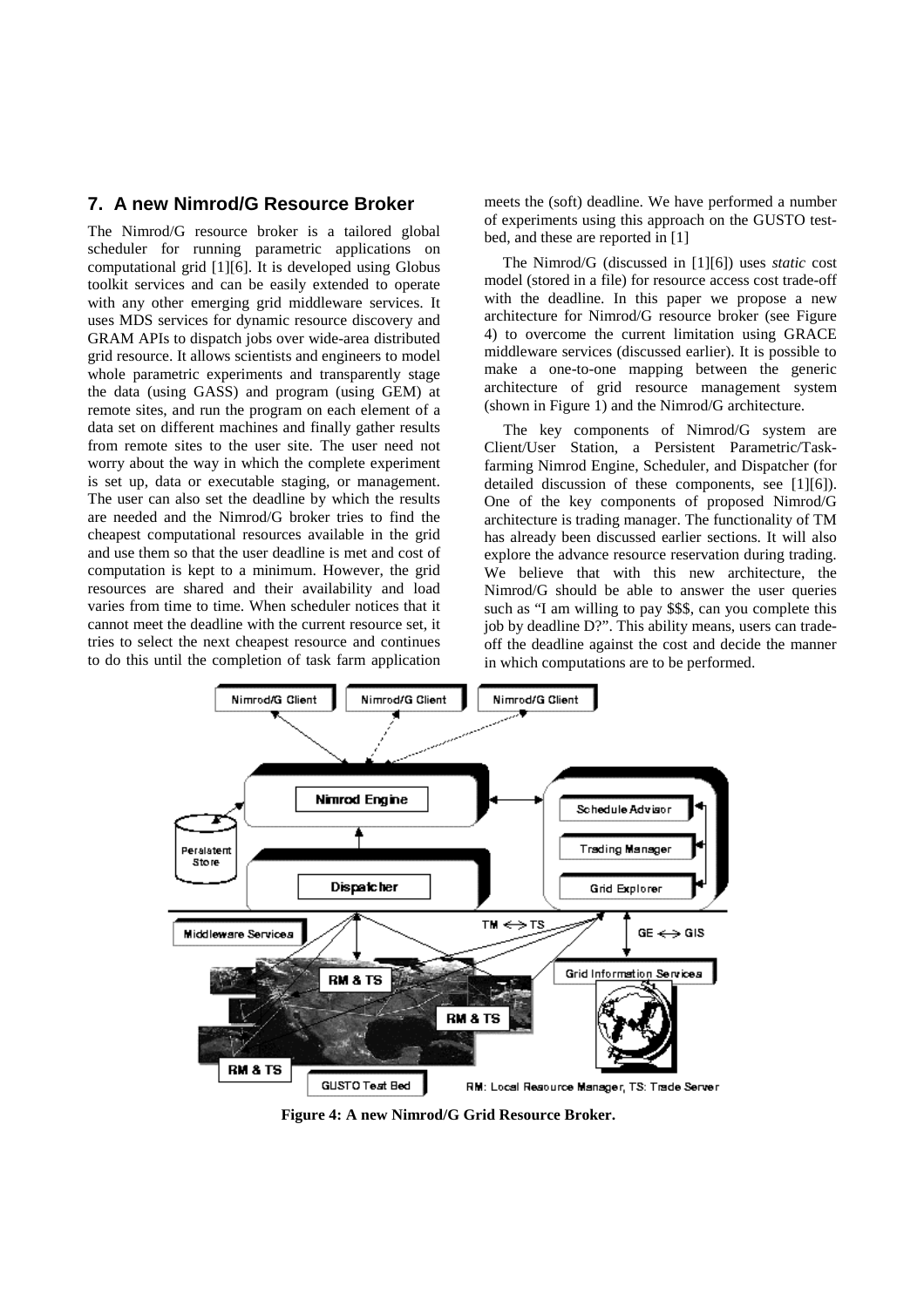## 7. A new Nimrod/G Resource Broker

The Nimrod/G resource broker is a tailored global scheduler for running parametric applications on computational grid [1][6]. It is developed using Globus toolkit services and can be easily extended to operate with any other emerging grid middleware services. It uses MDS services for dynamic resource discovery and GRAM APIs to dispatch jobs over wide-area distributed grid resource. It allows scientists and engineers to model whole parametric experiments and transparently stage the data (using GASS) and program (using GEM) at remote sites, and run the program on each element of a data set on different machines and finally gather results from remote sites to the user site. The user need not worry about the way in which the complete experiment is set up, data or executable staging, or management. The user can also set the deadline by which the results are needed and the Nimrod/G broker tries to find the cheapest computational resources available in the grid and use them so that the user deadline is met and cost of computation is kept to a minimum. However, the grid resources are shared and their availability and load varies from time to time. When scheduler notices that it cannot meet the deadline with the current resource set, it tries to select the next cheapest resource and continues to do this until the completion of task farm application meets the (soft) deadline. We have performed a number of experiments using this approach on the GUSTO test-bed, and these are reported in [1]

The Nimrod/G (discussed in [1][6]) uses *static* cost model (stored in a file) for resource access cost trade-off with the deadline. In this paper we propose a new architecture for Nimrod/G resource broker (see Figure 4) to overcome the current limitation using GRACE middleware services (discussed earlier). It is possible to make a one-to-one mapping between the generic architecture of grid resource management system (shown in Figure 1) and the Nimrod/G architecture.

The key components of Nimrod/G system are Client/User Station, a Persistent Parametric/Task-farming Nimrod Engine, Scheduler, and Dispatcher (for detailed discussion of these components, see [1][6]). One of the key components of proposed Nimrod/G architecture is trading manager. The functionality of TM has already been discussed earlier sections. It will also explore the advance resource reservation during trading. We believe that with this new architecture, the Nimrod/G should be able to answer the user queries such as "I am willing to pay $$$, can you complete this job by deadline D?". This ability means, users can trade-off the deadline against the cost and decide the manner in which computations are to be performed.

**Figure 4: A new Nimrod/G Grid Resource Broker.**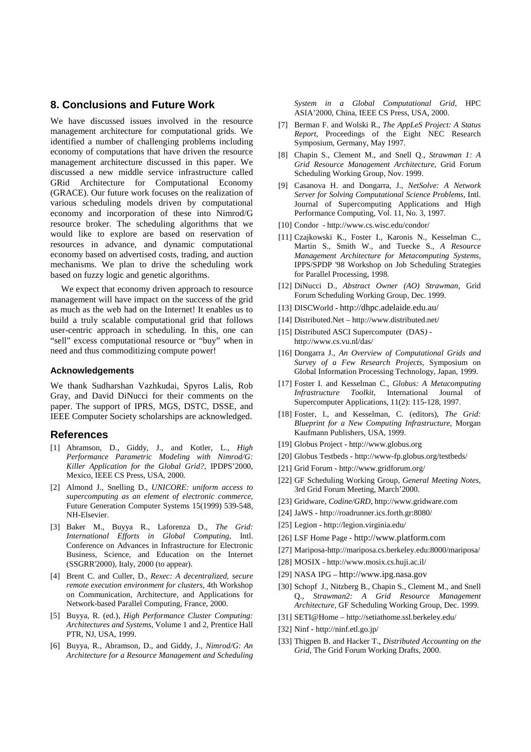## 8. Conclusions and Future Work

We have discussed issues involved in the resource management architecture for computational grids. We identified a number of challenging problems including economy of computations that have driven the resource management architecture discussed in this paper. We discussed a new middle service infrastructure called GRid Architecture for Computational Economy (GRACE). Our future work focuses on the realization of various scheduling models driven by computational economy and incorporation of these into Nimrod/G resource broker. The scheduling algorithms that we would like to explore are based on reservation of resources in advance, and dynamic computational economy based on advertised costs, trading, and auction mechanisms. We plan to drive the scheduling work based on fuzzy logic and genetic algorithms.

We expect that economy driven approach to resource management will have impact on the success of the grid as much as the web had on the Internet! It enables us to build a truly scalable computational grid that follows user-centric approach in scheduling. In this, one can "sell" excess computational resource or "buy" when in need and thus commoditizing compute power!

### Acknowledgements

We thank Sudharshan Vazhkudai, Spyros Lalis, Rob Gray, and David DiNucci for their comments on the paper. The support of IPRS, MGS, DSTC, DSSE, and IEEE Computer Society scholarships are acknowledged.

## References

[1] Abramson, D., Giddy, J., and Kotler, L., *High Performance Parametric Modeling with Nimrod/G: Killer Application for the Global Grid?*, IPDPS'2000, Mexico, IEEE CS Press, USA, 2000.

[2] Almond J., Snelling D., *UNICORE: uniform access to supercomputing as an element of electronic commerce*, Future Generation Computer Systems 15(1999) 539-548, NH-Elsevier.

[3] Baker M., Buyya R., Laforenza D., *The Grid: International Efforts in Global Computing*, Intl. Conference on Advances in Infrastructure for Electronic Business, Science, and Education on the Internet (SSGRR'2000), Italy, 2000 (to appear).

[4] Brent C. and Culler, D., *Rexec: A decentralized, secure remote execution environment for clusters*, 4th Workshop on Communication, Architecture, and Applications for Network-based Parallel Computing, France, 2000.

[5] Buyya, R. (ed.), *High Performance Cluster Computing: Architectures and Systems*, Volume 1 and 2, Prentice Hall PTR, NJ, USA, 1999.

[6] Buyya, R., Abramson, D., and Giddy, J., *Nimrod/G: An Architecture for a Resource Management and Scheduling System in a Global Computational Grid*, HPC ASIA'2000, China, IEEE CS Press, USA, 2000.

[7] Berman F. and Wolski R., *The AppLeS Project: A Status Report*, Proceedings of the Eight NEC Research Symposium, Germany, May 1997.

[8] Chapin S., Clement M., and Snell Q., *Strawman 1: A Grid Resource Management Architecture*, Grid Forum Scheduling Working Group, Nov. 1999.

[9] Casanova H. and Dongarra, J., *NetSolve: A Network Server for Solving Computational Science Problems*, Intl. Journal of Supercomputing Applications and High Performance Computing, Vol. 11, No. 3, 1997.

[10] Condor - http://www.cs.wisc.edu/condor/

[11] Czajkowski K., Foster I., Karonis N., Kesselman C., Martin S., Smith W., and Tuecke S., *A Resource Management Architecture for Metacomputing Systems*, IPPS/SPDP '98 Workshop on Job Scheduling Strategies for Parallel Processing, 1998.

[12] DiNucci D., *Abstract Owner (AO) Strawman*, Grid Forum Scheduling Working Group, Dec. 1999.

[13] DISCWorld - http://dhpc.adelaide.edu.au/

[14] Distributed.Net – http://www.distributed.net/

[15] Distributed ASCI Supercomputer (DAS) - http://www.cs.vu.nl/das/

[16] Dongarra J., *An Overview of Computational Grids and Survey of a Few Research Projects*, Symposium on Global Information Processing Technology, Japan, 1999.

[17] Foster I. and Kesselman C., *Globus: A Metacomputing Infrastructure Toolkit*, International Journal of Supercomputer Applications, 11(2): 115-128, 1997.

[18] Foster, I., and Kesselman, C. (editors), *The Grid: Blueprint for a New Computing Infrastructure*, Morgan Kaufmann Publishers, USA, 1999.

[19] Globus Project - http://www.globus.org

[20] Globus Testbeds - http://www-fp.globus.org/testbeds/

[21] Grid Forum - http://www.gridforum.org/

[22] GF Scheduling Working Group, *General Meeting Notes*, 3rd Grid Forum Meeting, March'2000.

[23] Gridware, *Codine/GRD*, http://www.gridware.com

[24] JaWS - http://roadrunner.ics.forth.gr:8080/

[25] Legion - http://legion.virginia.edu/

[26] LSF Home Page - http://www.platform.com

[27] Mariposa-http://mariposa.cs.berkeley.edu:8000/mariposa/

[28] MOSIX - http://www.mosix.cs.huji.ac.il/

[29] NASA IPG – http://www.ipg.nasa.gov

[30] Schopf J., Nitzberg B., Chapin S., Clement M., and Snell Q., *Strawman2: A Grid Resource Management Architecture*, GF Scheduling Working Group, Dec. 1999.

[31] SETI@Home – http://setiathome.ssl.berkeley.edu/

[32] Ninf - http://ninf.etl.go.jp/

[33] Thigpen B. and Hacker T., *Distributed Accounting on the Grid*, The Grid Forum Working Drafts, 2000.